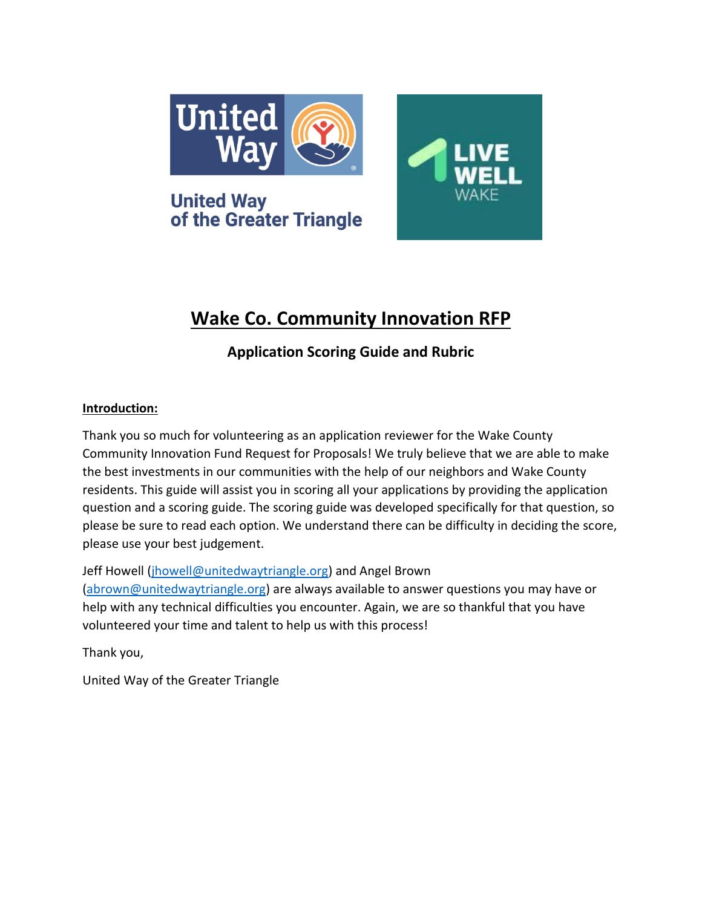# Wake Co. Community Innovation RFP

## Application Scoring Guide and Rubric

**Introduction:**

Thank you so much for volunteering as an application reviewer for the Wake County Community Innovation Fund Request for Proposals! We truly believe that we are able to make the best investments in our communities with the help of our neighbors and Wake County residents. This guide will assist you in scoring all your applications by providing the application question and a scoring guide. The scoring guide was developed specifically for that question, so please be sure to read each option. We understand there can be difficulty in deciding the score, please use your best judgement.

Jeff Howell (jhowell@unitedwaytriangle.org) and Angel Brown (abrown@unitedwaytriangle.org) are always available to answer questions you may have or help with any technical difficulties you encounter. Again, we are so thankful that you have volunteered your time and talent to help us with this process!

Thank you,

United Way of the Greater Triangle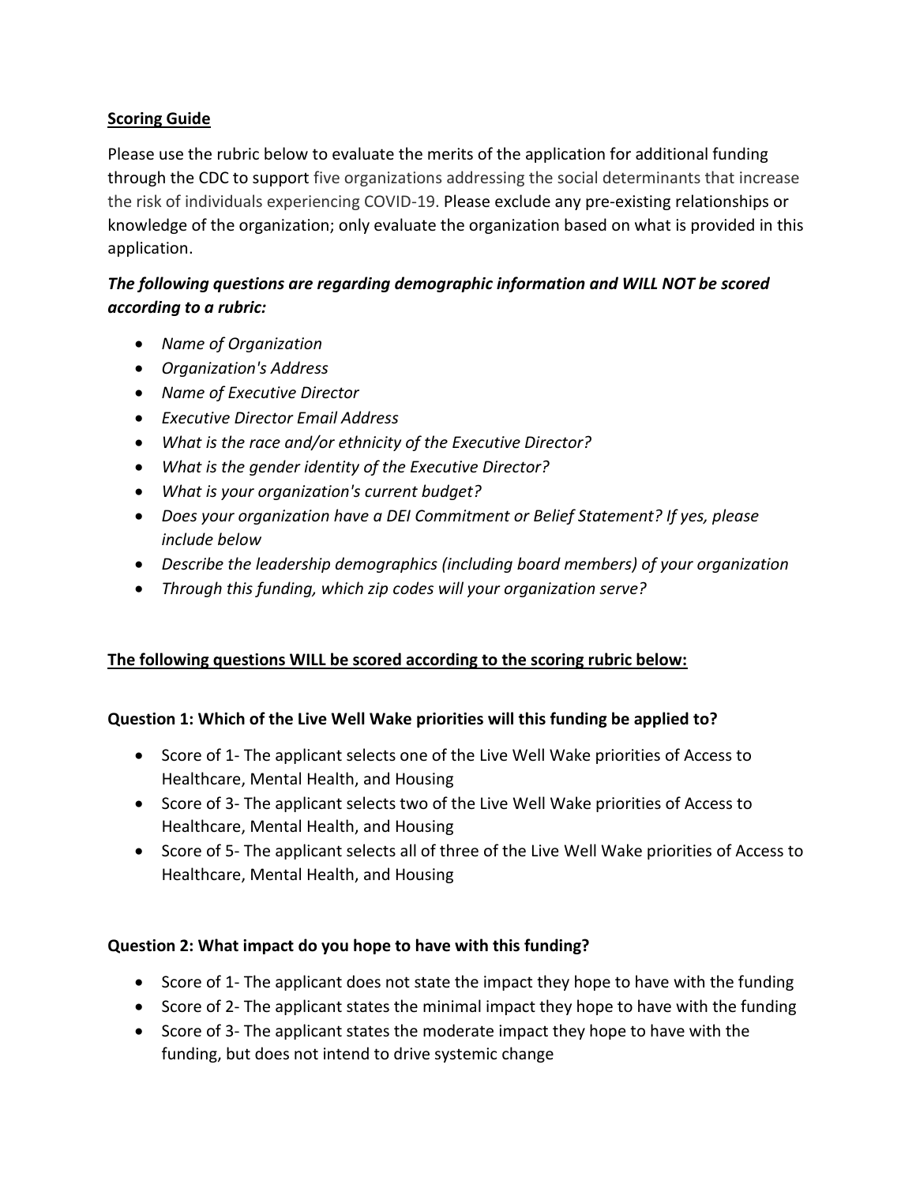**<u>Scoring Guide</u>**

Please use the rubric below to evaluate the merits of the application for additional funding through the CDC to support five organizations addressing the social determinants that increase the risk of individuals experiencing COVID-19. Please exclude any pre-existing relationships or knowledge of the organization; only evaluate the organization based on what is provided in this application.

***The following questions are regarding demographic information and WILL NOT be scored according to a rubric:***

- *Name of Organization*
- *Organization's Address*
- *Name of Executive Director*
- *Executive Director Email Address*
- *What is the race and/or ethnicity of the Executive Director?*
- *What is the gender identity of the Executive Director?*
- *What is your organization's current budget?*
- *Does your organization have a DEI Commitment or Belief Statement? If yes, please include below*
- *Describe the leadership demographics (including board members) of your organization*
- *Through this funding, which zip codes will your organization serve?*

**<u>The following questions WILL be scored according to the scoring rubric below:</u>**

**Question 1: Which of the Live Well Wake priorities will this funding be applied to?**

- Score of 1- The applicant selects one of the Live Well Wake priorities of Access to Healthcare, Mental Health, and Housing
- Score of 3- The applicant selects two of the Live Well Wake priorities of Access to Healthcare, Mental Health, and Housing
- Score of 5- The applicant selects all of three of the Live Well Wake priorities of Access to Healthcare, Mental Health, and Housing

**Question 2: What impact do you hope to have with this funding?**

- Score of 1- The applicant does not state the impact they hope to have with the funding
- Score of 2- The applicant states the minimal impact they hope to have with the funding
- Score of 3- The applicant states the moderate impact they hope to have with the funding, but does not intend to drive systemic change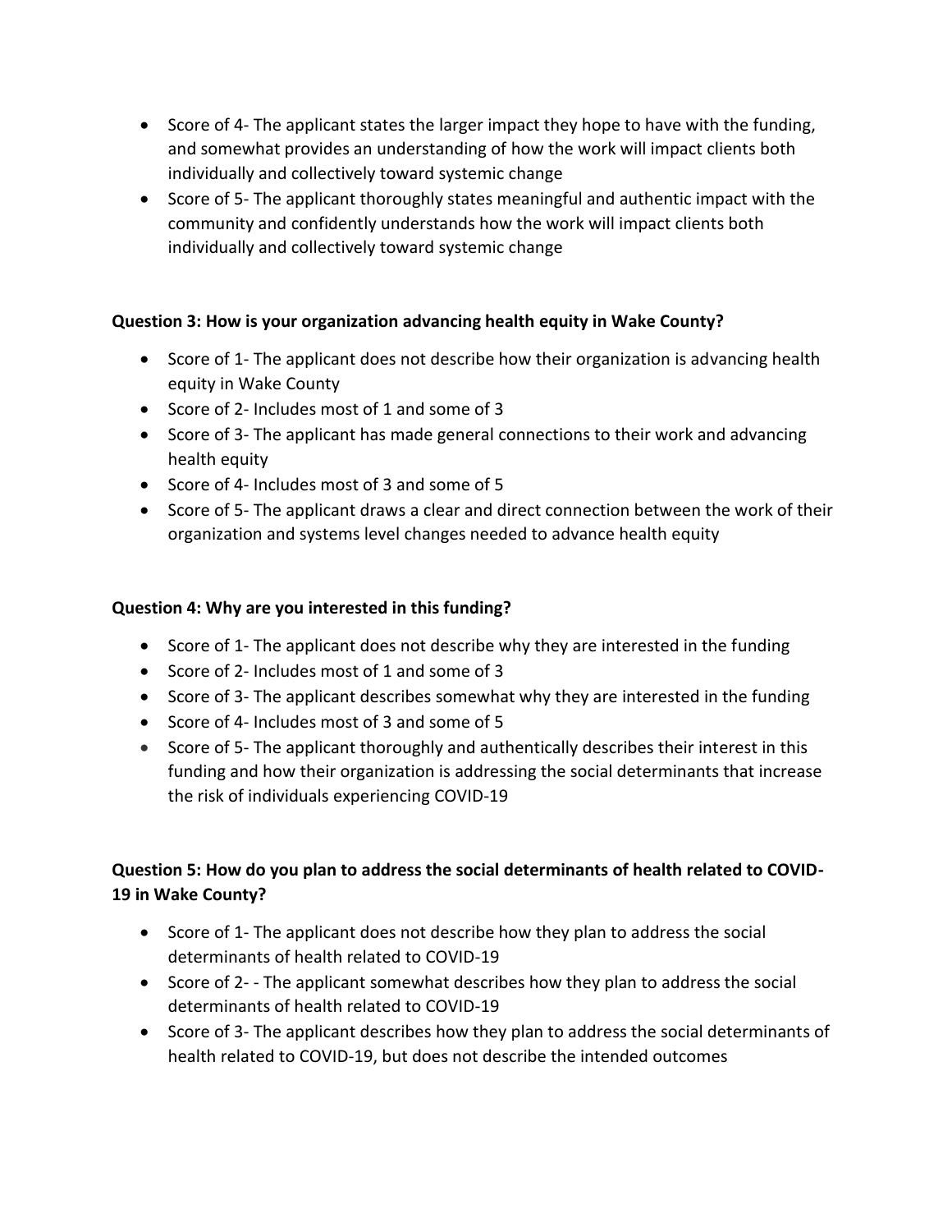- Score of 4- The applicant states the larger impact they hope to have with the funding, and somewhat provides an understanding of how the work will impact clients both individually and collectively toward systemic change
- Score of 5- The applicant thoroughly states meaningful and authentic impact with the community and confidently understands how the work will impact clients both individually and collectively toward systemic change

**Question 3: How is your organization advancing health equity in Wake County?**

- Score of 1- The applicant does not describe how their organization is advancing health equity in Wake County
- Score of 2- Includes most of 1 and some of 3
- Score of 3- The applicant has made general connections to their work and advancing health equity
- Score of 4- Includes most of 3 and some of 5
- Score of 5- The applicant draws a clear and direct connection between the work of their organization and systems level changes needed to advance health equity

**Question 4: Why are you interested in this funding?**

- Score of 1- The applicant does not describe why they are interested in the funding
- Score of 2- Includes most of 1 and some of 3
- Score of 3- The applicant describes somewhat why they are interested in the funding
- Score of 4- Includes most of 3 and some of 5
- Score of 5- The applicant thoroughly and authentically describes their interest in this funding and how their organization is addressing the social determinants that increase the risk of individuals experiencing COVID-19

**Question 5: How do you plan to address the social determinants of health related to COVID-19 in Wake County?**

- Score of 1- The applicant does not describe how they plan to address the social determinants of health related to COVID-19
- Score of 2- - The applicant somewhat describes how they plan to address the social determinants of health related to COVID-19
- Score of 3- The applicant describes how they plan to address the social determinants of health related to COVID-19, but does not describe the intended outcomes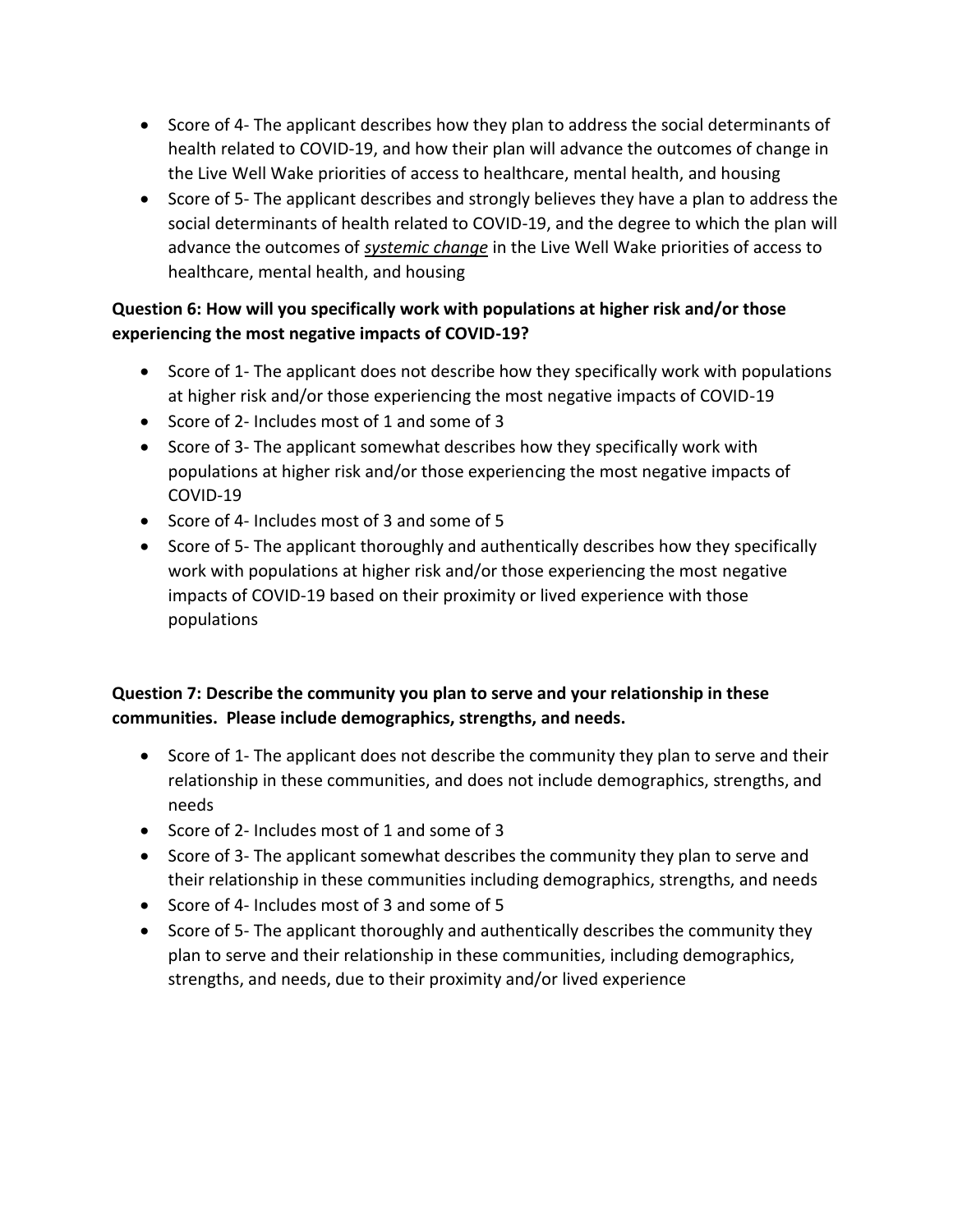- Score of 4- The applicant describes how they plan to address the social determinants of health related to COVID-19, and how their plan will advance the outcomes of change in the Live Well Wake priorities of access to healthcare, mental health, and housing
- Score of 5- The applicant describes and strongly believes they have a plan to address the social determinants of health related to COVID-19, and the degree to which the plan will advance the outcomes of ***systemic change*** in the Live Well Wake priorities of access to healthcare, mental health, and housing

**Question 6: How will you specifically work with populations at higher risk and/or those experiencing the most negative impacts of COVID-19?**

- Score of 1- The applicant does not describe how they specifically work with populations at higher risk and/or those experiencing the most negative impacts of COVID-19
- Score of 2- Includes most of 1 and some of 3
- Score of 3- The applicant somewhat describes how they specifically work with populations at higher risk and/or those experiencing the most negative impacts of COVID-19
- Score of 4- Includes most of 3 and some of 5
- Score of 5- The applicant thoroughly and authentically describes how they specifically work with populations at higher risk and/or those experiencing the most negative impacts of COVID-19 based on their proximity or lived experience with those populations

**Question 7: Describe the community you plan to serve and your relationship in these communities. Please include demographics, strengths, and needs.**

- Score of 1- The applicant does not describe the community they plan to serve and their relationship in these communities, and does not include demographics, strengths, and needs
- Score of 2- Includes most of 1 and some of 3
- Score of 3- The applicant somewhat describes the community they plan to serve and their relationship in these communities including demographics, strengths, and needs
- Score of 4- Includes most of 3 and some of 5
- Score of 5- The applicant thoroughly and authentically describes the community they plan to serve and their relationship in these communities, including demographics, strengths, and needs, due to their proximity and/or lived experience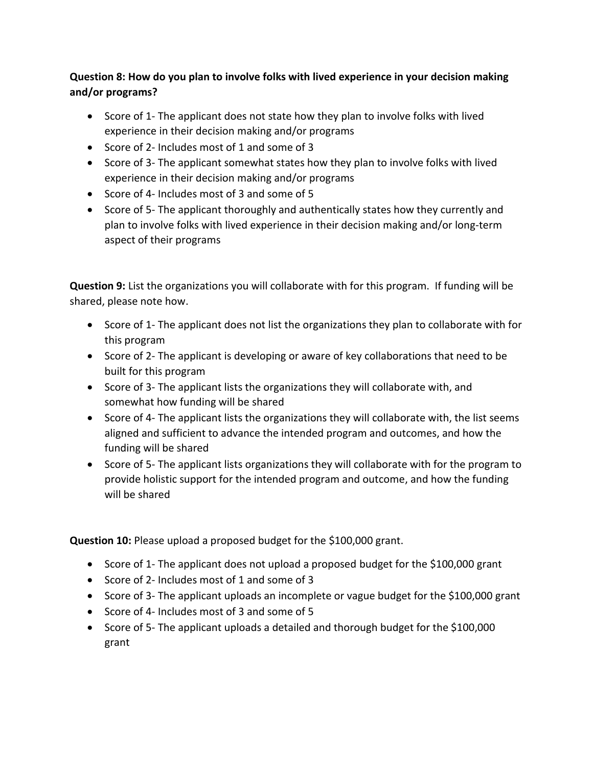**Question 8: How do you plan to involve folks with lived experience in your decision making and/or programs?**

- Score of 1- The applicant does not state how they plan to involve folks with lived experience in their decision making and/or programs
- Score of 2- Includes most of 1 and some of 3
- Score of 3- The applicant somewhat states how they plan to involve folks with lived experience in their decision making and/or programs
- Score of 4- Includes most of 3 and some of 5
- Score of 5- The applicant thoroughly and authentically states how they currently and plan to involve folks with lived experience in their decision making and/or long-term aspect of their programs

**Question 9:** List the organizations you will collaborate with for this program. If funding will be shared, please note how.

- Score of 1- The applicant does not list the organizations they plan to collaborate with for this program
- Score of 2- The applicant is developing or aware of key collaborations that need to be built for this program
- Score of 3- The applicant lists the organizations they will collaborate with, and somewhat how funding will be shared
- Score of 4- The applicant lists the organizations they will collaborate with, the list seems aligned and sufficient to advance the intended program and outcomes, and how the funding will be shared
- Score of 5- The applicant lists organizations they will collaborate with for the program to provide holistic support for the intended program and outcome, and how the funding will be shared

**Question 10:** Please upload a proposed budget for the $100,000 grant.

- Score of 1- The applicant does not upload a proposed budget for the $100,000 grant
- Score of 2- Includes most of 1 and some of 3
- Score of 3- The applicant uploads an incomplete or vague budget for the $100,000 grant
- Score of 4- Includes most of 3 and some of 5
- Score of 5- The applicant uploads a detailed and thorough budget for the $100,000 grant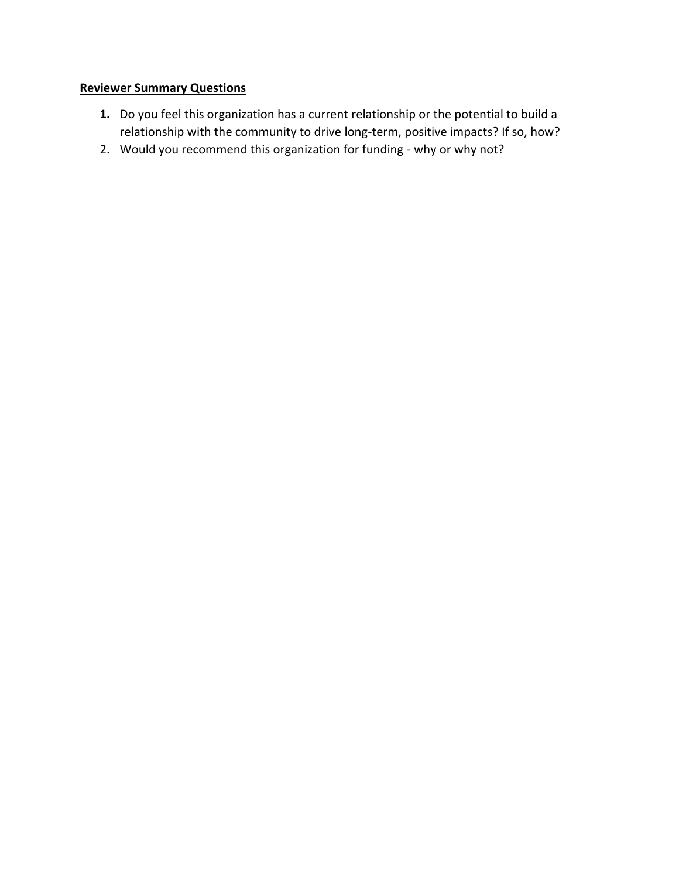**<u>Reviewer Summary Questions</u>**

1. Do you feel this organization has a current relationship or the potential to build a relationship with the community to drive long-term, positive impacts? If so, how?
2. Would you recommend this organization for funding - why or why not?